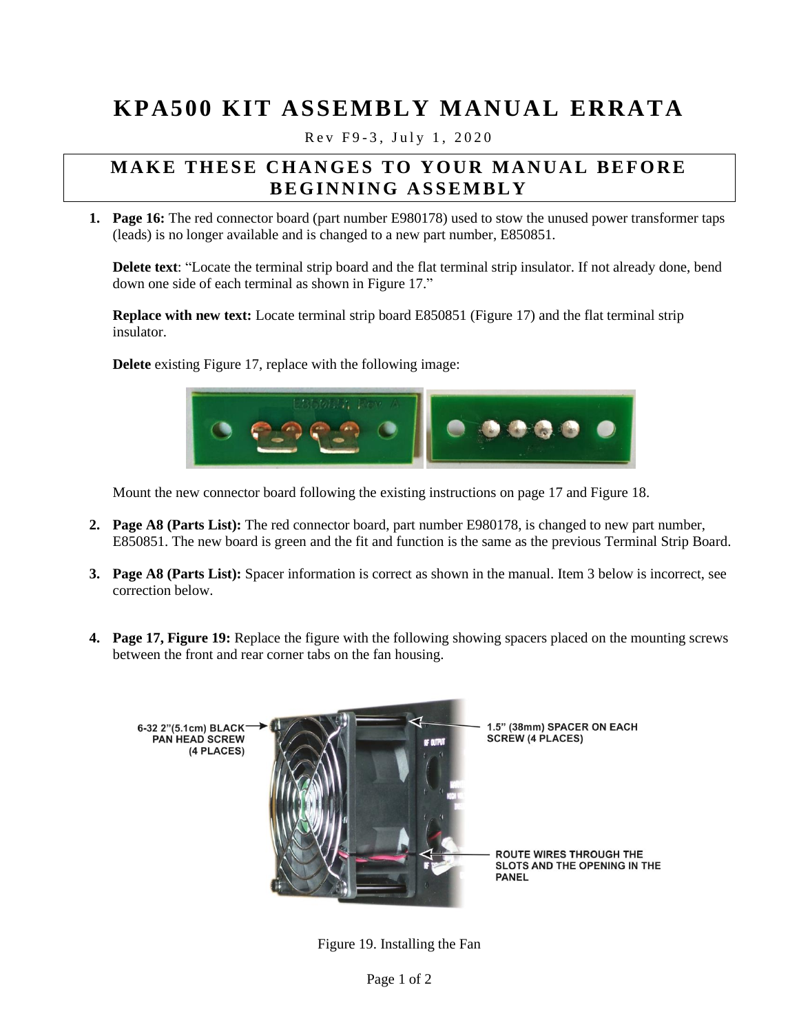# KPA500 KIT ASSEMBLY MANUAL ERRATA

Rev F9-3, July 1, 2020

## MAKE THESE CHANGES TO YOUR MANUAL BEFORE BEGINNING ASSEMBLY

1. **Page 16:** The red connector board (part number E980178) used to stow the unused power transformer taps (leads) is no longer available and is changed to a new part number, E850851.

   **Delete text**: "Locate the terminal strip board and the flat terminal strip insulator. If not already done, bend down one side of each terminal as shown in Figure 17."

   **Replace with new text:** Locate terminal strip board E850851 (Figure 17) and the flat terminal strip insulator.

   **Delete** existing Figure 17, replace with the following image:

   Mount the new connector board following the existing instructions on page 17 and Figure 18.

2. **Page A8 (Parts List):** The red connector board, part number E980178, is changed to new part number, E850851. The new board is green and the fit and function is the same as the previous Terminal Strip Board.

3. **Page A8 (Parts List):** Spacer information is correct as shown in the manual. Item 3 below is incorrect, see correction below.

4. **Page 17, Figure 19:** Replace the figure with the following showing spacers placed on the mounting screws between the front and rear corner tabs on the fan housing.

6-32 2"(5.1cm) BLACK PAN HEAD SCREW (4 PLACES)

1.5" (38mm) SPACER ON EACH SCREW (4 PLACES)

ROUTE WIRES THROUGH THE SLOTS AND THE OPENING IN THE PANEL

Figure 19. Installing the Fan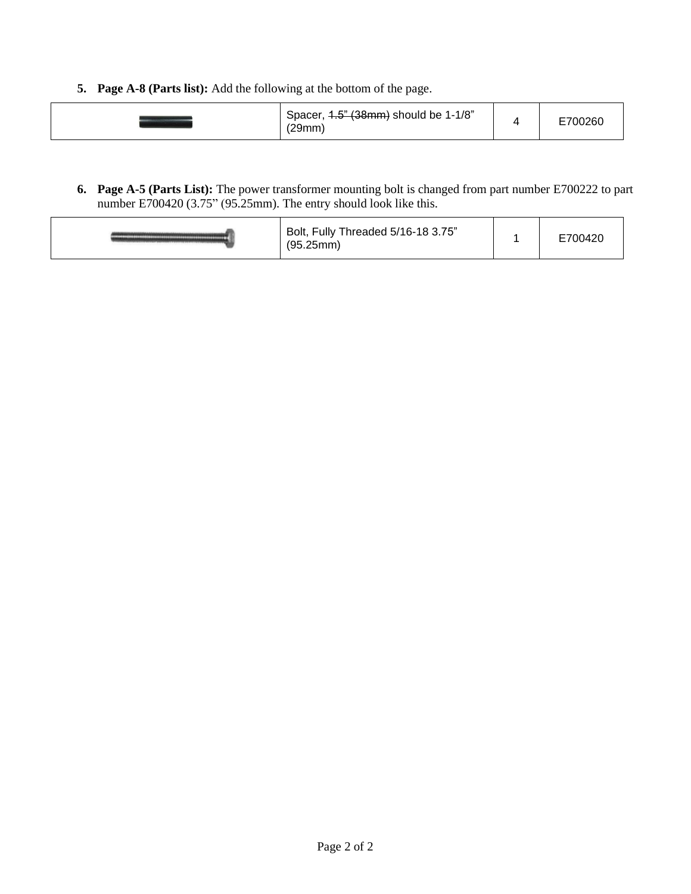5. **Page A-8 (Parts list):** Add the following at the bottom of the page.

| | | | |
|---|---|---|---|
| | Spacer, ~~1.5" (38mm)~~ should be 1-1/8" (29mm) | 4 | E700260 |

6. **Page A-5 (Parts List):** The power transformer mounting bolt is changed from part number E700222 to part number E700420 (3.75" (95.25mm). The entry should look like this.

| | | | |
|---|---|---|---|
| | Bolt, Fully Threaded 5/16-18 3.75" (95.25mm) | 1 | E700420 |